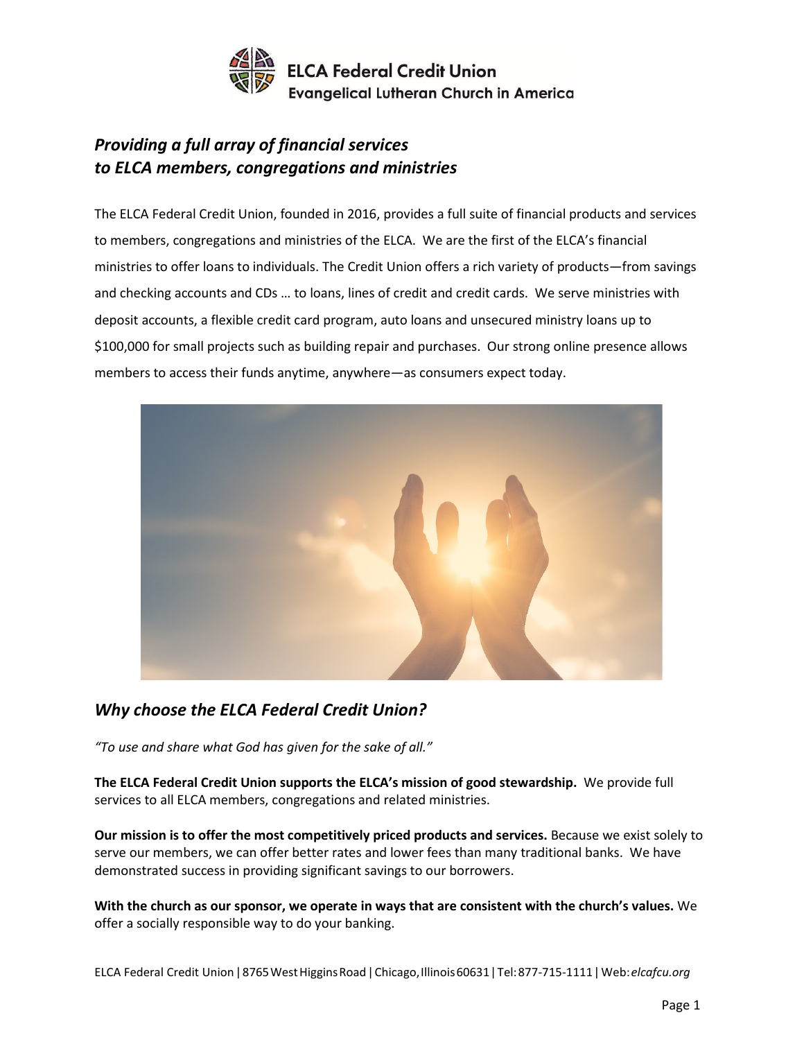**ELCA Federal Credit Union**
**Evangelical Lutheran Church in America**

## *Providing a full array of financial services to ELCA members, congregations and ministries*

The ELCA Federal Credit Union, founded in 2016, provides a full suite of financial products and services to members, congregations and ministries of the ELCA. We are the first of the ELCA's financial ministries to offer loans to individuals. The Credit Union offers a rich variety of products—from savings and checking accounts and CDs … to loans, lines of credit and credit cards. We serve ministries with deposit accounts, a flexible credit card program, auto loans and unsecured ministry loans up to $100,000 for small projects such as building repair and purchases. Our strong online presence allows members to access their funds anytime, anywhere—as consumers expect today.

## *Why choose the ELCA Federal Credit Union?*

*"To use and share what God has given for the sake of all."*

**The ELCA Federal Credit Union supports the ELCA's mission of good stewardship.** We provide full services to all ELCA members, congregations and related ministries.

**Our mission is to offer the most competitively priced products and services.** Because we exist solely to serve our members, we can offer better rates and lower fees than many traditional banks. We have demonstrated success in providing significant savings to our borrowers.

**With the church as our sponsor, we operate in ways that are consistent with the church's values.** We offer a socially responsible way to do your banking.

ELCA Federal Credit Union | 8765 West Higgins Road | Chicago, Illinois 60631 | Tel: 877-715-1111 | Web: *elcafcu.org*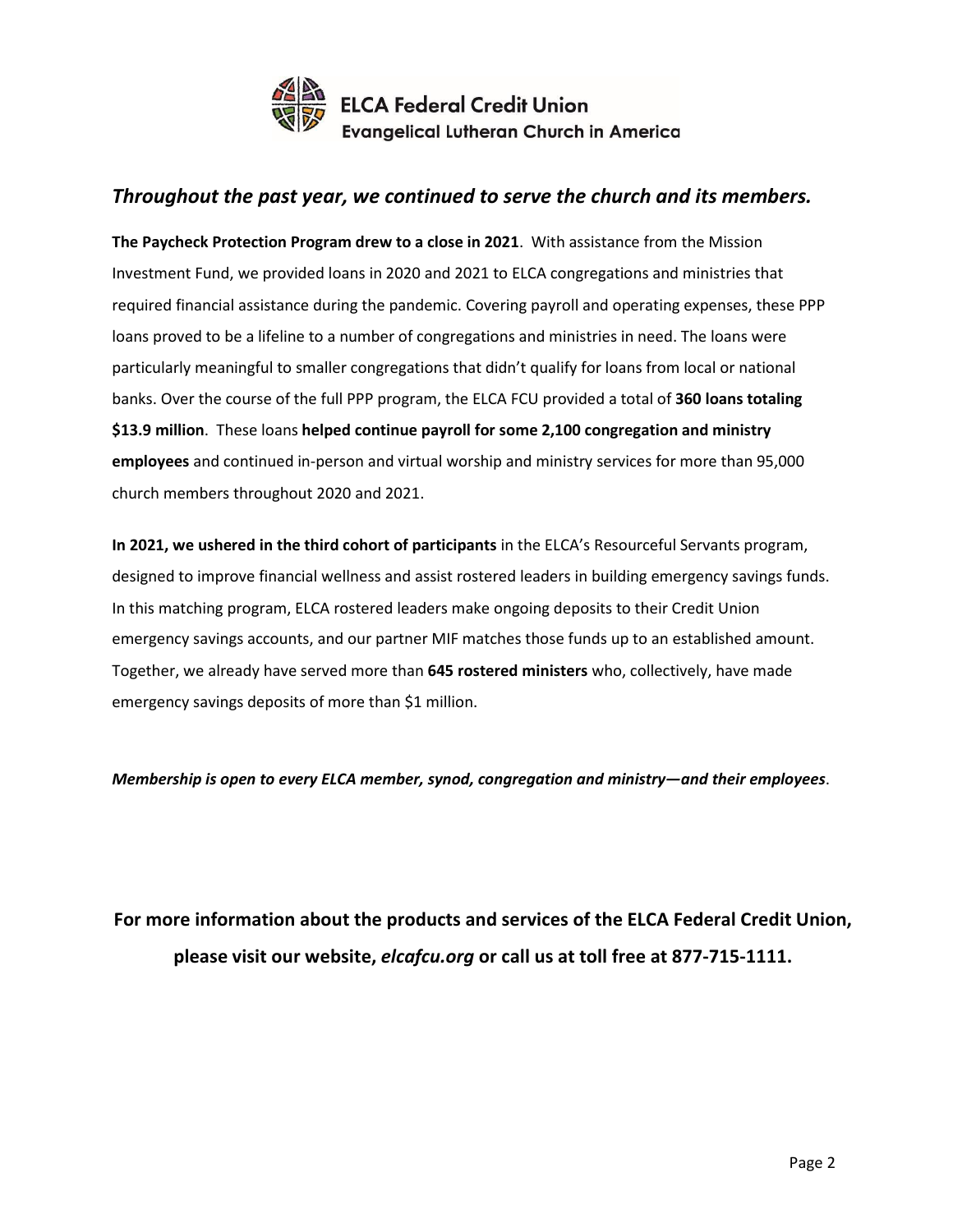ELCA Federal Credit Union
Evangelical Lutheran Church in America

## *Throughout the past year, we continued to serve the church and its members.*

**The Paycheck Protection Program drew to a close in 2021**. With assistance from the Mission Investment Fund, we provided loans in 2020 and 2021 to ELCA congregations and ministries that required financial assistance during the pandemic. Covering payroll and operating expenses, these PPP loans proved to be a lifeline to a number of congregations and ministries in need. The loans were particularly meaningful to smaller congregations that didn't qualify for loans from local or national banks. Over the course of the full PPP program, the ELCA FCU provided a total of **360 loans totaling $13.9 million**. These loans **helped continue payroll for some 2,100 congregation and ministry employees** and continued in-person and virtual worship and ministry services for more than 95,000 church members throughout 2020 and 2021.

**In 2021, we ushered in the third cohort of participants** in the ELCA's Resourceful Servants program, designed to improve financial wellness and assist rostered leaders in building emergency savings funds. In this matching program, ELCA rostered leaders make ongoing deposits to their Credit Union emergency savings accounts, and our partner MIF matches those funds up to an established amount. Together, we already have served more than **645 rostered ministers** who, collectively, have made emergency savings deposits of more than $1 million.

***Membership is open to every ELCA member, synod, congregation and ministry—and their employees***.

**For more information about the products and services of the ELCA Federal Credit Union, please visit our website, *elcafcu.org* or call us at toll free at 877-715-1111.**